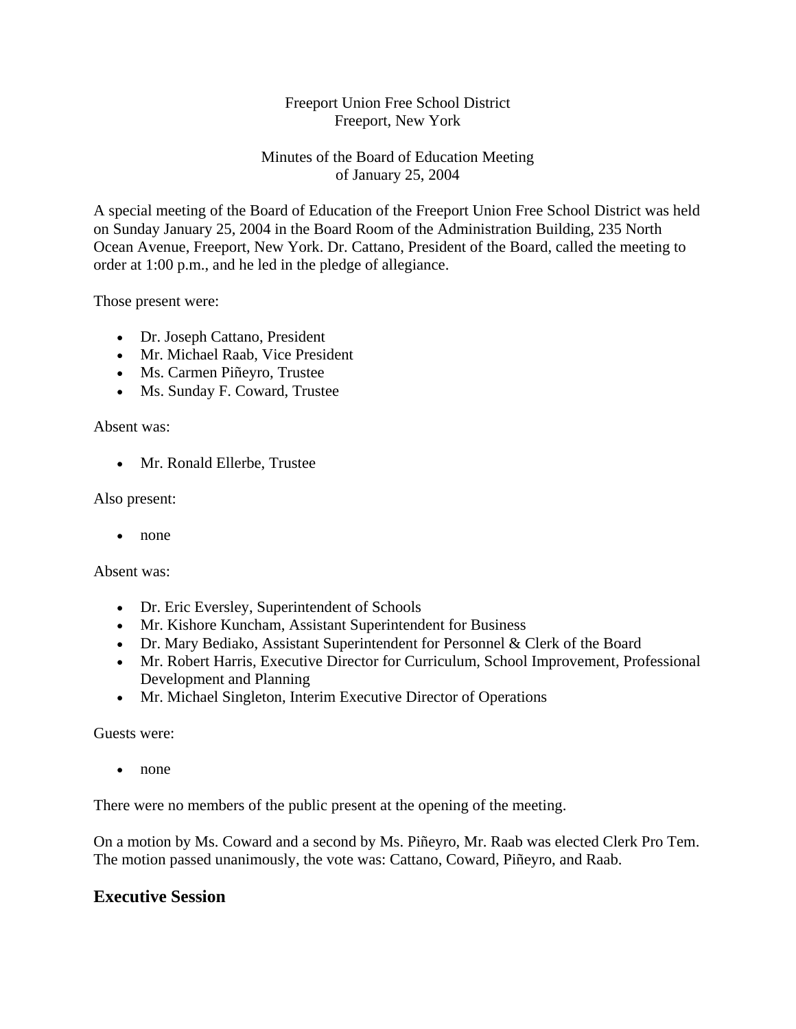Freeport Union Free School District
Freeport, New York

Minutes of the Board of Education Meeting
of January 25, 2004

A special meeting of the Board of Education of the Freeport Union Free School District was held on Sunday January 25, 2004 in the Board Room of the Administration Building, 235 North Ocean Avenue, Freeport, New York. Dr. Cattano, President of the Board, called the meeting to order at 1:00 p.m., and he led in the pledge of allegiance.

Those present were:

- Dr. Joseph Cattano, President
- Mr. Michael Raab, Vice President
- Ms. Carmen Piñeyro, Trustee
- Ms. Sunday F. Coward, Trustee

Absent was:

- Mr. Ronald Ellerbe, Trustee

Also present:

- none

Absent was:

- Dr. Eric Eversley, Superintendent of Schools
- Mr. Kishore Kuncham, Assistant Superintendent for Business
- Dr. Mary Bediako, Assistant Superintendent for Personnel & Clerk of the Board
- Mr. Robert Harris, Executive Director for Curriculum, School Improvement, Professional Development and Planning
- Mr. Michael Singleton, Interim Executive Director of Operations

Guests were:

- none

There were no members of the public present at the opening of the meeting.

On a motion by Ms. Coward and a second by Ms. Piñeyro, Mr. Raab was elected Clerk Pro Tem. The motion passed unanimously, the vote was: Cattano, Coward, Piñeyro, and Raab.

## Executive Session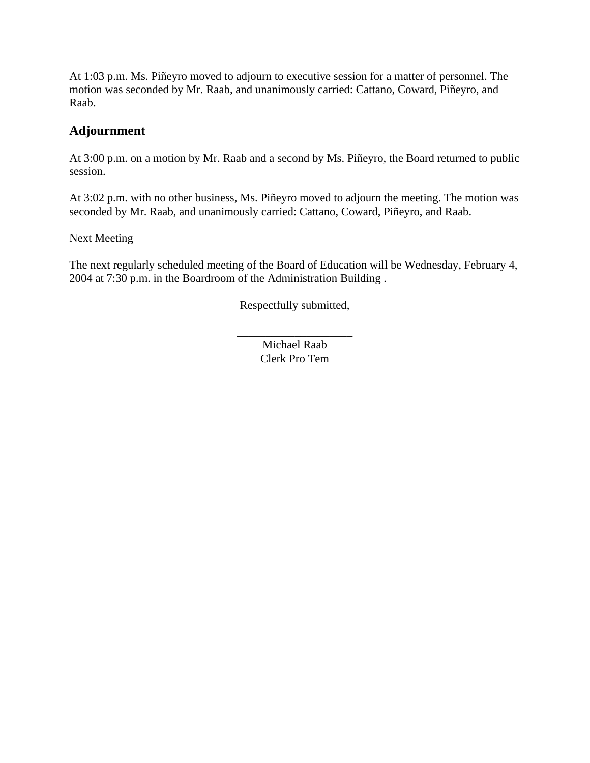At 1:03 p.m. Ms. Piñeyro moved to adjourn to executive session for a matter of personnel. The motion was seconded by Mr. Raab, and unanimously carried: Cattano, Coward, Piñeyro, and Raab.

## Adjournment

At 3:00 p.m. on a motion by Mr. Raab and a second by Ms. Piñeyro, the Board returned to public session.

At 3:02 p.m. with no other business, Ms. Piñeyro moved to adjourn the meeting. The motion was seconded by Mr. Raab, and unanimously carried: Cattano, Coward, Piñeyro, and Raab.

Next Meeting

The next regularly scheduled meeting of the Board of Education will be Wednesday, February 4, 2004 at 7:30 p.m. in the Boardroom of the Administration Building .

Respectfully submitted,

____________________

Michael Raab
Clerk Pro Tem